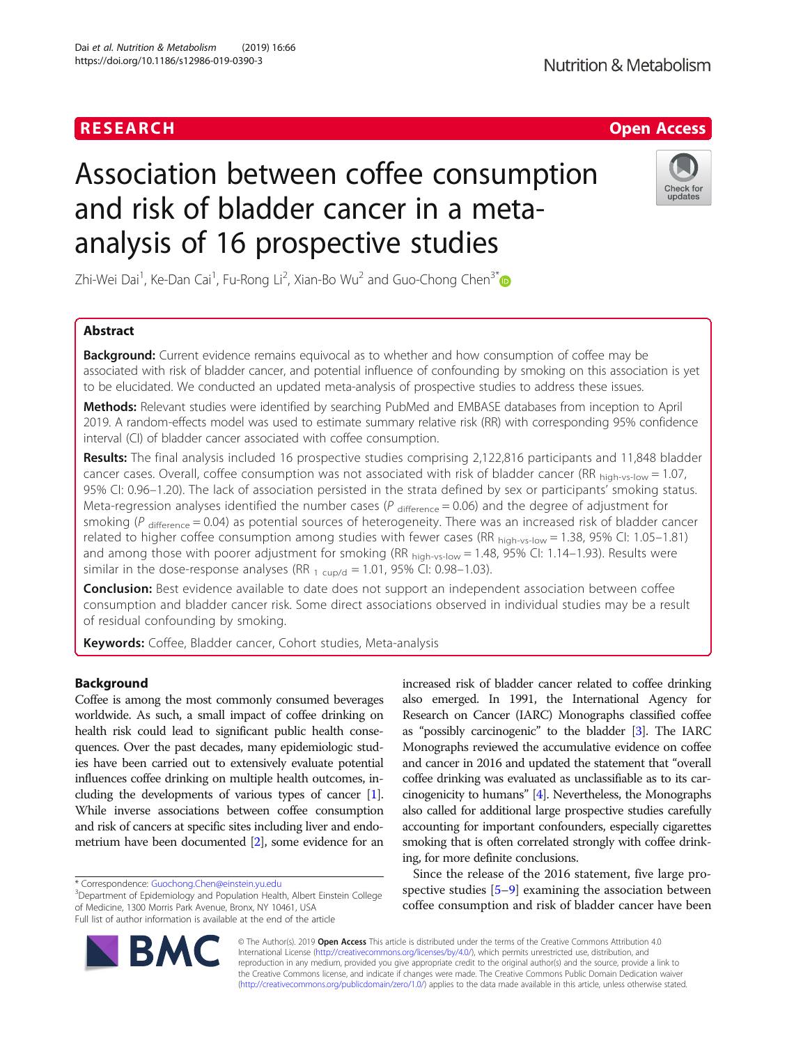RESEARCH

Open Access

# Association between coffee consumption and risk of bladder cancer in a meta-analysis of 16 prospective studies

Zhi-Wei Dai[1], Ke-Dan Cai[1], Fu-Rong Li[2], Xian-Bo Wu[2] and Guo-Chong Chen[3*]

## Abstract

**Background:** Current evidence remains equivocal as to whether and how consumption of coffee may be associated with risk of bladder cancer, and potential influence of confounding by smoking on this association is yet to be elucidated. We conducted an updated meta-analysis of prospective studies to address these issues.

**Methods:** Relevant studies were identified by searching PubMed and EMBASE databases from inception to April 2019. A random-effects model was used to estimate summary relative risk (RR) with corresponding 95% confidence interval (CI) of bladder cancer associated with coffee consumption.

**Results:** The final analysis included 16 prospective studies comprising 2,122,816 participants and 11,848 bladder cancer cases. Overall, coffee consumption was not associated with risk of bladder cancer ($RR_{\text{high-vs-low}} = 1.07$, 95% CI: 0.96–1.20). The lack of association persisted in the strata defined by sex or participants' smoking status. Meta-regression analyses identified the number cases ($P_{\text{difference}} = 0.06$) and the degree of adjustment for smoking ($P_{\text{difference}} = 0.04$) as potential sources of heterogeneity. There was an increased risk of bladder cancer related to higher coffee consumption among studies with fewer cases ($RR_{\text{high-vs-low}} = 1.38$, 95% CI: 1.05–1.81) and among those with poorer adjustment for smoking ($RR_{\text{high-vs-low}} = 1.48$, 95% CI: 1.14–1.93). Results were similar in the dose-response analyses ($RR_{\text{1 cup/d}} = 1.01$, 95% CI: 0.98–1.03).

**Conclusion:** Best evidence available to date does not support an independent association between coffee consumption and bladder cancer risk. Some direct associations observed in individual studies may be a result of residual confounding by smoking.

**Keywords:** Coffee, Bladder cancer, Cohort studies, Meta-analysis

## Background

Coffee is among the most commonly consumed beverages worldwide. As such, a small impact of coffee drinking on health risk could lead to significant public health consequences. Over the past decades, many epidemiologic studies have been carried out to extensively evaluate potential influences coffee drinking on multiple health outcomes, including the developments of various types of cancer [1]. While inverse associations between coffee consumption and risk of cancers at specific sites including liver and endometrium have been documented [2], some evidence for an increased risk of bladder cancer related to coffee drinking also emerged. In 1991, the International Agency for Research on Cancer (IARC) Monographs classified coffee as "possibly carcinogenic" to the bladder [3]. The IARC Monographs reviewed the accumulative evidence on coffee and cancer in 2016 and updated the statement that "overall coffee drinking was evaluated as unclassifiable as to its carcinogenicity to humans" [4]. Nevertheless, the Monographs also called for additional large prospective studies carefully accounting for important confounders, especially cigarettes smoking that is often correlated strongly with coffee drinking, for more definite conclusions.

Since the release of the 2016 statement, five large prospective studies [5–9] examining the association between coffee consumption and risk of bladder cancer have been

\* Correspondence: Guochong.Chen@einstein.yu.edu
[3]Department of Epidemiology and Population Health, Albert Einstein College of Medicine, 1300 Morris Park Avenue, Bronx, NY 10461, USA
Full list of author information is available at the end of the article

© The Author(s). 2019 **Open Access** This article is distributed under the terms of the Creative Commons Attribution 4.0 International License (http://creativecommons.org/licenses/by/4.0/), which permits unrestricted use, distribution, and reproduction in any medium, provided you give appropriate credit to the original author(s) and the source, provide a link to the Creative Commons license, and indicate if changes were made. The Creative Commons Public Domain Dedication waiver (http://creativecommons.org/publicdomain/zero/1.0/) applies to the data made available in this article, unless otherwise stated.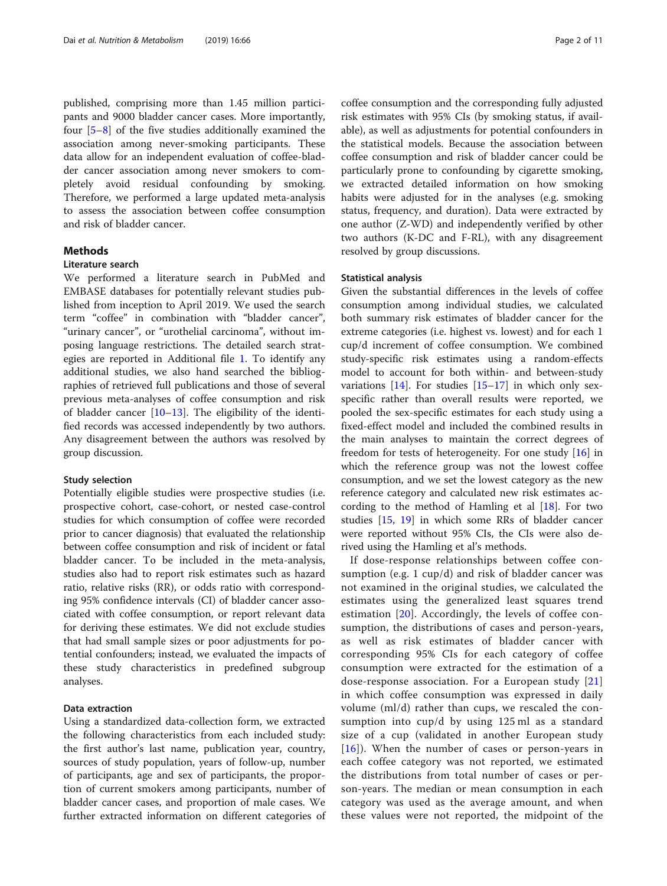published, comprising more than 1.45 million participants and 9000 bladder cancer cases. More importantly, four [5–8] of the five studies additionally examined the association among never-smoking participants. These data allow for an independent evaluation of coffee-bladder cancer association among never smokers to completely avoid residual confounding by smoking. Therefore, we performed a large updated meta-analysis to assess the association between coffee consumption and risk of bladder cancer.

## Methods

### Literature search

We performed a literature search in PubMed and EMBASE databases for potentially relevant studies published from inception to April 2019. We used the search term "coffee" in combination with "bladder cancer", "urinary cancer", or "urothelial carcinoma", without imposing language restrictions. The detailed search strategies are reported in Additional file 1. To identify any additional studies, we also hand searched the bibliographies of retrieved full publications and those of several previous meta-analyses of coffee consumption and risk of bladder cancer [10–13]. The eligibility of the identified records was accessed independently by two authors. Any disagreement between the authors was resolved by group discussion.

### Study selection

Potentially eligible studies were prospective studies (i.e. prospective cohort, case-cohort, or nested case-control studies for which consumption of coffee were recorded prior to cancer diagnosis) that evaluated the relationship between coffee consumption and risk of incident or fatal bladder cancer. To be included in the meta-analysis, studies also had to report risk estimates such as hazard ratio, relative risks (RR), or odds ratio with corresponding 95% confidence intervals (CI) of bladder cancer associated with coffee consumption, or report relevant data for deriving these estimates. We did not exclude studies that had small sample sizes or poor adjustments for potential confounders; instead, we evaluated the impacts of these study characteristics in predefined subgroup analyses.

### Data extraction

Using a standardized data-collection form, we extracted the following characteristics from each included study: the first author's last name, publication year, country, sources of study population, years of follow-up, number of participants, age and sex of participants, the proportion of current smokers among participants, number of bladder cancer cases, and proportion of male cases. We further extracted information on different categories of coffee consumption and the corresponding fully adjusted risk estimates with 95% CIs (by smoking status, if available), as well as adjustments for potential confounders in the statistical models. Because the association between coffee consumption and risk of bladder cancer could be particularly prone to confounding by cigarette smoking, we extracted detailed information on how smoking habits were adjusted for in the analyses (e.g. smoking status, frequency, and duration). Data were extracted by one author (Z-WD) and independently verified by other two authors (K-DC and F-RL), with any disagreement resolved by group discussions.

### Statistical analysis

Given the substantial differences in the levels of coffee consumption among individual studies, we calculated both summary risk estimates of bladder cancer for the extreme categories (i.e. highest vs. lowest) and for each 1 cup/d increment of coffee consumption. We combined study-specific risk estimates using a random-effects model to account for both within- and between-study variations [14]. For studies [15–17] in which only sex-specific rather than overall results were reported, we pooled the sex-specific estimates for each study using a fixed-effect model and included the combined results in the main analyses to maintain the correct degrees of freedom for tests of heterogeneity. For one study [16] in which the reference group was not the lowest coffee consumption, and we set the lowest category as the new reference category and calculated new risk estimates according to the method of Hamling et al [18]. For two studies [15, 19] in which some RRs of bladder cancer were reported without 95% CIs, the CIs were also derived using the Hamling et al's methods.

If dose-response relationships between coffee consumption (e.g. 1 cup/d) and risk of bladder cancer was not examined in the original studies, we calculated the estimates using the generalized least squares trend estimation [20]. Accordingly, the levels of coffee consumption, the distributions of cases and person-years, as well as risk estimates of bladder cancer with corresponding 95% CIs for each category of coffee consumption were extracted for the estimation of a dose-response association. For a European study [21] in which coffee consumption was expressed in daily volume (ml/d) rather than cups, we rescaled the consumption into cup/d by using 125 ml as a standard size of a cup (validated in another European study [16]). When the number of cases or person-years in each coffee category was not reported, we estimated the distributions from total number of cases or person-years. The median or mean consumption in each category was used as the average amount, and when these values were not reported, the midpoint of the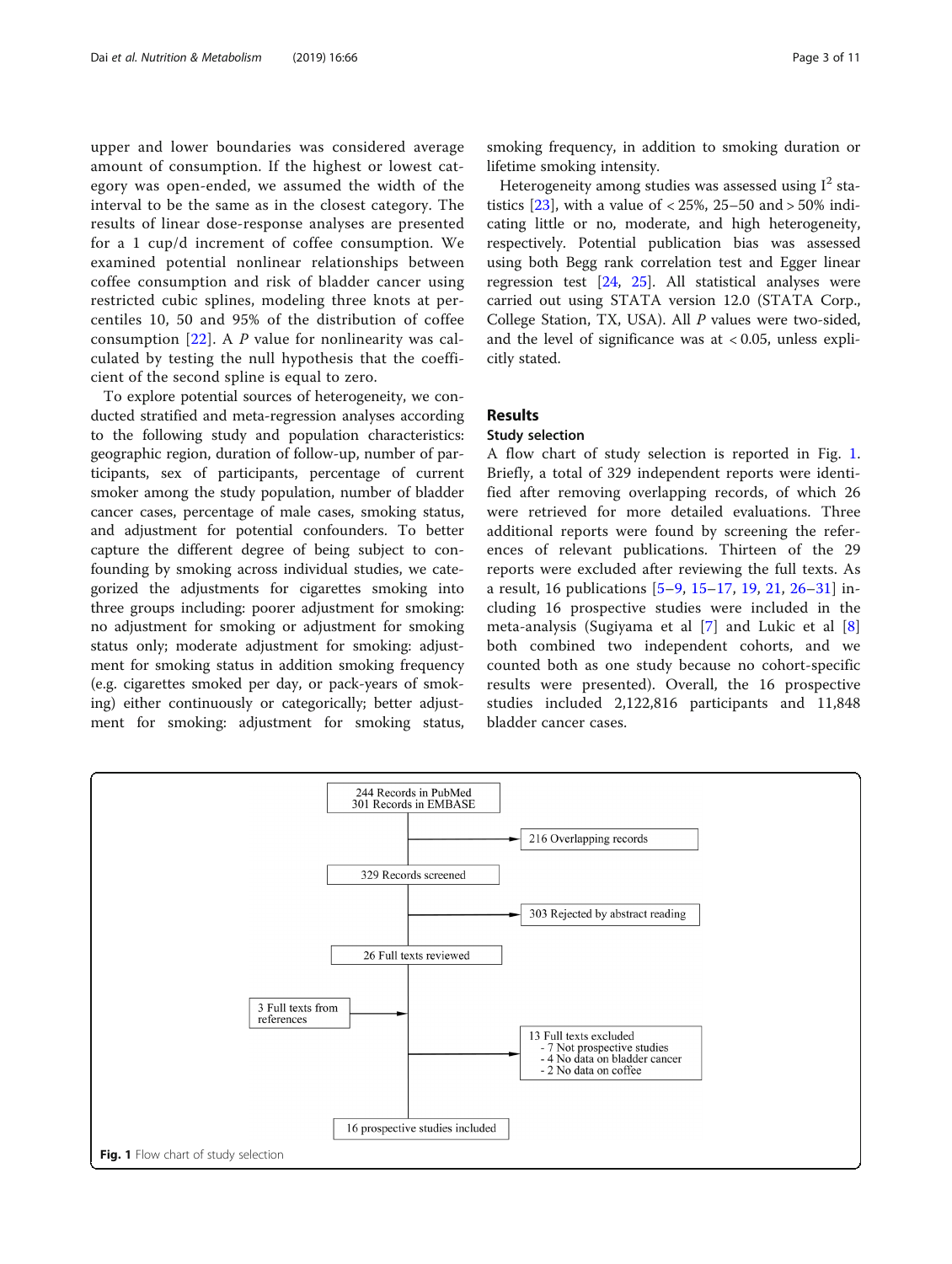upper and lower boundaries was considered average amount of consumption. If the highest or lowest category was open-ended, we assumed the width of the interval to be the same as in the closest category. The results of linear dose-response analyses are presented for a 1 cup/d increment of coffee consumption. We examined potential nonlinear relationships between coffee consumption and risk of bladder cancer using restricted cubic splines, modeling three knots at percentiles 10, 50 and 95% of the distribution of coffee consumption [22]. A *P* value for nonlinearity was calculated by testing the null hypothesis that the coefficient of the second spline is equal to zero.

To explore potential sources of heterogeneity, we conducted stratified and meta-regression analyses according to the following study and population characteristics: geographic region, duration of follow-up, number of participants, sex of participants, percentage of current smoker among the study population, number of bladder cancer cases, percentage of male cases, smoking status, and adjustment for potential confounders. To better capture the different degree of being subject to confounding by smoking across individual studies, we categorized the adjustments for cigarettes smoking into three groups including: poorer adjustment for smoking: no adjustment for smoking or adjustment for smoking status only; moderate adjustment for smoking: adjustment for smoking status in addition smoking frequency (e.g. cigarettes smoked per day, or pack-years of smoking) either continuously or categorically; better adjustment for smoking: adjustment for smoking status, smoking frequency, in addition to smoking duration or lifetime smoking intensity.

Heterogeneity among studies was assessed using $I^2$ statistics [23], with a value of < 25%, 25–50 and > 50% indicating little or no, moderate, and high heterogeneity, respectively. Potential publication bias was assessed using both Begg rank correlation test and Egger linear regression test [24, 25]. All statistical analyses were carried out using STATA version 12.0 (STATA Corp., College Station, TX, USA). All *P* values were two-sided, and the level of significance was at < 0.05, unless explicitly stated.

## Results

### Study selection

A flow chart of study selection is reported in Fig. 1. Briefly, a total of 329 independent reports were identified after removing overlapping records, of which 26 were retrieved for more detailed evaluations. Three additional reports were found by screening the references of relevant publications. Thirteen of the 29 reports were excluded after reviewing the full texts. As a result, 16 publications [5–9, 15–17, 19, 21, 26–31] including 16 prospective studies were included in the meta-analysis (Sugiyama et al [7] and Lukic et al [8] both combined two independent cohorts, and we counted both as one study because no cohort-specific results were presented). Overall, the 16 prospective studies included 2,122,816 participants and 11,848 bladder cancer cases.

```
244 Records in PubMed
301 Records in EMBASE
        |
        |--> 216 Overlapping records
        |
329 Records screened
        |
        |--> 303 Rejected by abstract reading
        |
26 Full texts reviewed
        |
3 Full texts from references -->
        |
        |--> 13 Full texts excluded
        |      - 7 Not prospective studies
        |      - 4 No data on bladder cancer
        |      - 2 No data on coffee
        |
16 prospective studies included
```

**Fig. 1** Flow chart of study selection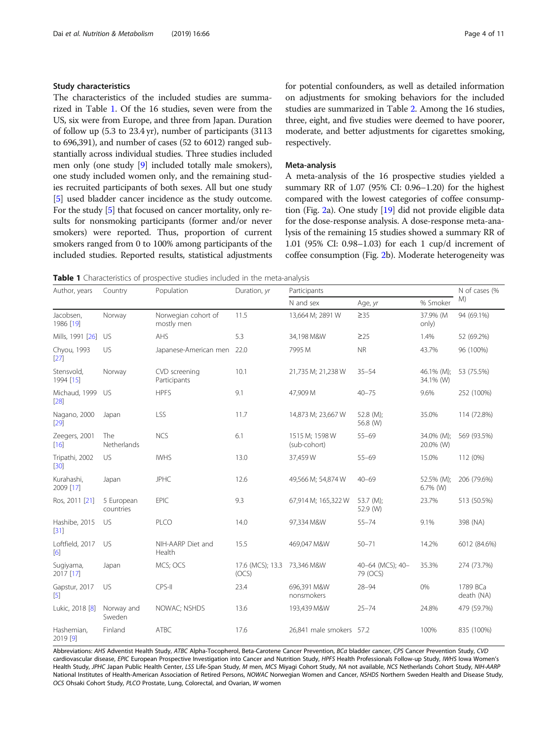### Study characteristics

The characteristics of the included studies are summarized in Table 1. Of the 16 studies, seven were from the US, six were from Europe, and three from Japan. Duration of follow up (5.3 to 23.4 yr), number of participants (3113 to 696,391), and number of cases (52 to 6012) ranged substantially across individual studies. Three studies included men only (one study [9] included totally male smokers), one study included women only, and the remaining studies recruited participants of both sexes. All but one study [5] used bladder cancer incidence as the study outcome. For the study [5] that focused on cancer mortality, only results for nonsmoking participants (former and/or never smokers) were reported. Thus, proportion of current smokers ranged from 0 to 100% among participants of the included studies. Reported results, statistical adjustments for potential confounders, as well as detailed information on adjustments for smoking behaviors for the included studies are summarized in Table 2. Among the 16 studies, three, eight, and five studies were deemed to have poorer, moderate, and better adjustments for cigarettes smoking, respectively.

### Meta-analysis

A meta-analysis of the 16 prospective studies yielded a summary RR of 1.07 (95% CI: 0.96–1.20) for the highest compared with the lowest categories of coffee consumption (Fig. 2a). One study [19] did not provide eligible data for the dose-response analysis. A dose-response meta-analysis of the remaining 15 studies showed a summary RR of 1.01 (95% CI: 0.98–1.03) for each 1 cup/d increment of coffee consumption (Fig. 2b). Moderate heterogeneity was

**Table 1** Characteristics of prospective studies included in the meta-analysis

| Author, years | Country | Population | Duration, *yr* | Participants | | | N of cases (% M) |
|---|---|---|---|---|---|---|---|
| | | | | N and sex | Age, *yr* | % Smoker | |
| Jacobsen, 1986 [19] | Norway | Norwegian cohort of mostly men | 11.5 | 13,664 M; 2891 W | ≥35 | 37.9% (M only) | 94 (69.1%) |
| Mills, 1991 [26] | US | AHS | 5.3 | 34,198 M&W | ≥25 | 1.4% | 52 (69.2%) |
| Chyou, 1993 [27] | US | Japanese-American men | 22.0 | 7995 M | NR | 43.7% | 96 (100%) |
| Stensvold, 1994 [15] | Norway | CVD screening Participants | 10.1 | 21,735 M; 21,238 W | 35–54 | 46.1% (M); 34.1% (W) | 53 (75.5%) |
| Michaud, 1999 [28] | US | HPFS | 9.1 | 47,909 M | 40–75 | 9.6% | 252 (100%) |
| Nagano, 2000 [29] | Japan | LSS | 11.7 | 14,873 M; 23,667 W | 52.8 (M); 56.8 (W) | 35.0% | 114 (72.8%) |
| Zeegers, 2001 [16] | The Netherlands | NCS | 6.1 | 1515 M; 1598 W (sub-cohort) | 55–69 | 34.0% (M); 20.0% (W) | 569 (93.5%) |
| Tripathi, 2002 [30] | US | IWHS | 13.0 | 37,459 W | 55–69 | 15.0% | 112 (0%) |
| Kurahashi, 2009 [17] | Japan | JPHC | 12.6 | 49,566 M; 54,874 W | 40–69 | 52.5% (M); 6.7% (W) | 206 (79.6%) |
| Ros, 2011 [21] | 5 European countries | EPIC | 9.3 | 67,914 M; 165,322 W | 53.7 (M); 52.9 (W) | 23.7% | 513 (50.5%) |
| Hashibe, 2015 [31] | US | PLCO | 14.0 | 97,334 M&W | 55–74 | 9.1% | 398 (NA) |
| Loftfield, 2017 [6] | US | NIH-AARP Diet and Health | 15.5 | 469,047 M&W | 50–71 | 14.2% | 6012 (84.6%) |
| Sugiyama, 2017 [17] | Japan | MCS; OCS | 17.6 (MCS); 13.3 (OCS) | 73,346 M&W | 40–64 (MCS); 40–79 (OCS) | 35.3% | 274 (73.7%) |
| Gapstur, 2017 [5] | US | CPS-II | 23.4 | 696,391 M&W nonsmokers | 28–94 | 0% | 1789 BCa death (NA) |
| Lukic, 2018 [8] | Norway and Sweden | NOWAC; NSHDS | 13.6 | 193,439 M&W | 25–74 | 24.8% | 479 (59.7%) |
| Hashemian, 2019 [9] | Finland | ATBC | 17.6 | 26,841 male smokers | 57.2 | 100% | 835 (100%) |

Abbreviations: *AHS* Adventist Health Study, *ATBC* Alpha-Tocopherol, Beta-Carotene Cancer Prevention, *BCa* bladder cancer, *CPS* Cancer Prevention Study, *CVD* cardiovascular disease, *EPIC* European Prospective Investigation into Cancer and Nutrition Study, *HPFS* Health Professionals Follow-up Study, *IWHS* Iowa Women's Health Study, *JPHC* Japan Public Health Center, *LSS* Life-Span Study, *M* men, *MCS* Miyagi Cohort Study, *NA* not available, *NCS* Netherlands Cohort Study, *NIH-AARP* National Institutes of Health-American Association of Retired Persons, *NOWAC* Norwegian Women and Cancer, *NSHDS* Northern Sweden Health and Disease Study, *OCS* Ohsaki Cohort Study, *PLCO* Prostate, Lung, Colorectal, and Ovarian, *W* women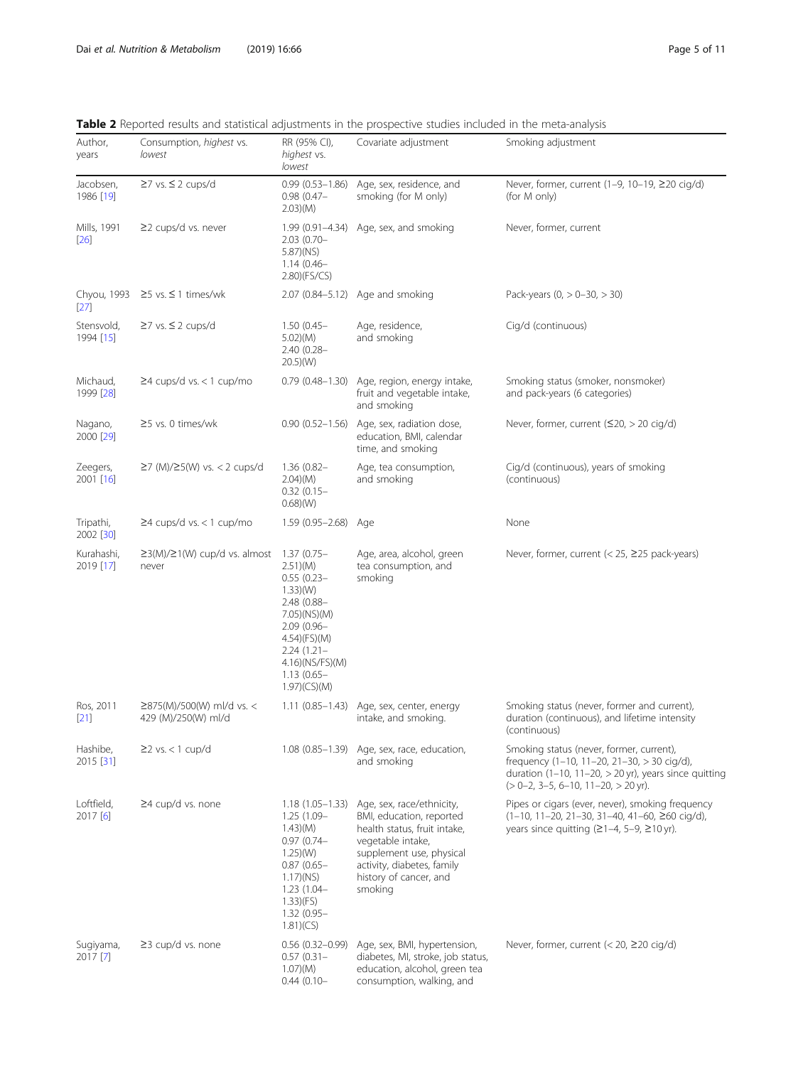**Table 2** Reported results and statistical adjustments in the prospective studies included in the meta-analysis

| Author, years | Consumption, *highest* vs. *lowest* | RR (95% CI), *highest* vs. *lowest* | Covariate adjustment | Smoking adjustment |
|---|---|---|---|---|
| Jacobsen, 1986 [19] | ≥7 vs. ≤ 2 cups/d | 0.99 (0.53–1.86) 0.98 (0.47–2.03)(M) | Age, sex, residence, and smoking (for M only) | Never, former, current (1–9, 10–19, ≥20 cig/d) (for M only) |
| Mills, 1991 [26] | ≥2 cups/d vs. never | 1.99 (0.91–4.34) 2.03 (0.70–5.87)(NS) 1.14 (0.46–2.80)(FS/CS) | Age, sex, and smoking | Never, former, current |
| Chyou, 1993 [27] | ≥5 vs. ≤ 1 times/wk | 2.07 (0.84–5.12) | Age and smoking | Pack-years (0, > 0–30, > 30) |
| Stensvold, 1994 [15] | ≥7 vs. ≤ 2 cups/d | 1.50 (0.45–5.02)(M) 2.40 (0.28–20.5)(W) | Age, residence, and smoking | Cig/d (continuous) |
| Michaud, 1999 [28] | ≥4 cups/d vs. < 1 cup/mo | 0.79 (0.48–1.30) | Age, region, energy intake, fruit and vegetable intake, and smoking | Smoking status (smoker, nonsmoker) and pack-years (6 categories) |
| Nagano, 2000 [29] | ≥5 vs. 0 times/wk | 0.90 (0.52–1.56) | Age, sex, radiation dose, education, BMI, calendar time, and smoking | Never, former, current (≤20, > 20 cig/d) |
| Zeegers, 2001 [16] | ≥7 (M)/≥5(W) vs. < 2 cups/d | 1.36 (0.82–2.04)(M) 0.32 (0.15–0.68)(W) | Age, tea consumption, and smoking | Cig/d (continuous), years of smoking (continuous) |
| Tripathi, 2002 [30] | ≥4 cups/d vs. < 1 cup/mo | 1.59 (0.95–2.68) | Age | None |
| Kurahashi, 2019 [17] | ≥3(M)/≥1(W) cup/d vs. almost never | 1.37 (0.75–2.51)(M) 0.55 (0.23–1.33)(W) 2.48 (0.88–7.05)(NS)(M) 2.09 (0.96–4.54)(FS)(M) 2.24 (1.21–4.16)(NS/FS)(M) 1.13 (0.65–1.97)(CS)(M) | Age, area, alcohol, green tea consumption, and smoking | Never, former, current (< 25, ≥25 pack-years) |
| Ros, 2011 [21] | ≥875(M)/500(W) ml/d vs. < 429 (M)/250(W) ml/d | 1.11 (0.85–1.43) | Age, sex, center, energy intake, and smoking. | Smoking status (never, former and current), duration (continuous), and lifetime intensity (continuous) |
| Hashibe, 2015 [31] | ≥2 vs. < 1 cup/d | 1.08 (0.85–1.39) | Age, sex, race, education, and smoking | Smoking status (never, former, current), frequency (1–10, 11–20, 21–30, > 30 cig/d), duration (1–10, 11–20, > 20 yr), years since quitting (> 0–2, 3–5, 6–10, 11–20, > 20 yr). |
| Loftfield, 2017 [6] | ≥4 cup/d vs. none | 1.18 (1.05–1.33) 1.25 (1.09–1.43)(M) 0.97 (0.74–1.25)(W) 0.87 (0.65–1.17)(NS) 1.23 (1.04–1.33)(FS) 1.32 (0.95–1.81)(CS) | Age, sex, race/ethnicity, BMI, education, reported health status, fruit intake, vegetable intake, supplement use, physical activity, diabetes, family history of cancer, and smoking | Pipes or cigars (ever, never), smoking frequency (1–10, 11–20, 21–30, 31–40, 41–60, ≥60 cig/d), years since quitting (≥1–4, 5–9, ≥10 yr). |
| Sugiyama, 2017 [7] | ≥3 cup/d vs. none | 0.56 (0.32–0.99) 0.57 (0.31–1.07)(M) 0.44 (0.10– | Age, sex, BMI, hypertension, diabetes, MI, stroke, job status, education, alcohol, green tea consumption, walking, and | Never, former, current (< 20, ≥20 cig/d) |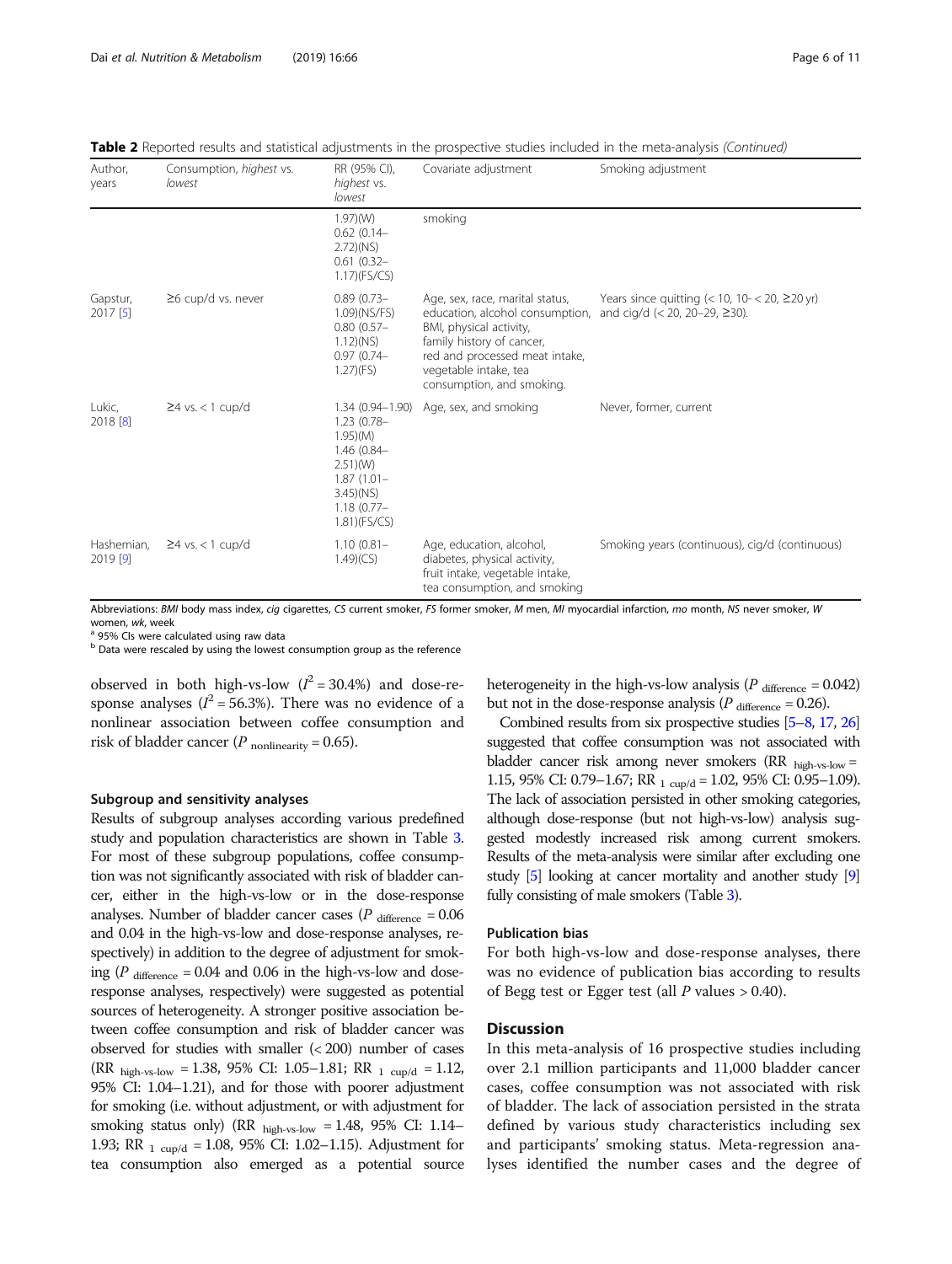**Table 2** Reported results and statistical adjustments in the prospective studies included in the meta-analysis *(Continued)*

| Author, years | Consumption, *highest* vs. *lowest* | RR (95% CI), *highest* vs. *lowest* | Covariate adjustment | Smoking adjustment |
|---|---|---|---|---|
| | | 1.97)(W) 0.62 (0.14–2.72)(NS) 0.61 (0.32–1.17)(FS/CS) | smoking | |
| Gapstur, 2017 [5] | ≥6 cup/d vs. never | 0.89 (0.73–1.09)(NS/FS) 0.80 (0.57–1.12)(NS) 0.97 (0.74–1.27)(FS) | Age, sex, race, marital status, education, alcohol consumption, BMI, physical activity, family history of cancer, red and processed meat intake, vegetable intake, tea consumption, and smoking. | Years since quitting (< 10, 10- < 20, ≥20 yr) and cig/d (< 20, 20–29, ≥30). |
| Lukic, 2018 [8] | ≥4 vs. < 1 cup/d | 1.34 (0.94–1.90) 1.23 (0.78–1.95)(M) 1.46 (0.84–2.51)(W) 1.87 (1.01–3.45)(NS) 1.18 (0.77–1.81)(FS/CS) | Age, sex, and smoking | Never, former, current |
| Hashemian, 2019 [9] | ≥4 vs. < 1 cup/d | 1.10 (0.81–1.49)(CS) | Age, education, alcohol, diabetes, physical activity, fruit intake, vegetable intake, tea consumption, and smoking | Smoking years (continuous), cig/d (continuous) |

Abbreviations: *BMI* body mass index, *cig* cigarettes, *CS* current smoker, *FS* former smoker, *M* men, *MI* myocardial infarction, *mo* month, *NS* never smoker, *W* women, *wk*, week
[a] 95% CIs were calculated using raw data
[b] Data were rescaled by using the lowest consumption group as the reference

observed in both high-vs-low ($I^2 = 30.4\%$) and dose-response analyses ($I^2 = 56.3\%$). There was no evidence of a nonlinear association between coffee consumption and risk of bladder cancer ($P_{\text{nonlinearity}} = 0.65$).

### Subgroup and sensitivity analyses

Results of subgroup analyses according various predefined study and population characteristics are shown in Table 3. For most of these subgroup populations, coffee consumption was not significantly associated with risk of bladder cancer, either in the high-vs-low or in the dose-response analyses. Number of bladder cancer cases ($P_{\text{difference}} = 0.06$ and 0.04 in the high-vs-low and dose-response analyses, respectively) in addition to the degree of adjustment for smoking ($P_{\text{difference}} = 0.04$ and 0.06 in the high-vs-low and dose-response analyses, respectively) were suggested as potential sources of heterogeneity. A stronger positive association between coffee consumption and risk of bladder cancer was observed for studies with smaller (< 200) number of cases ($RR_{\text{high-vs-low}} = 1.38$, 95% CI: 1.05–1.81; $RR_{1\ \text{cup/d}} = 1.12$, 95% CI: 1.04–1.21), and for those with poorer adjustment for smoking (i.e. without adjustment, or with adjustment for smoking status only) ($RR_{\text{high-vs-low}} = 1.48$, 95% CI: 1.14–1.93; $RR_{1\ \text{cup/d}} = 1.08$, 95% CI: 1.02–1.15). Adjustment for tea consumption also emerged as a potential source heterogeneity in the high-vs-low analysis ($P_{\text{difference}} = 0.042$) but not in the dose-response analysis ($P_{\text{difference}} = 0.26$).

Combined results from six prospective studies [5–8, 17, 26] suggested that coffee consumption was not associated with bladder cancer risk among never smokers ($RR_{\text{high-vs-low}} =$ 1.15, 95% CI: 0.79–1.67; $RR_{1\ \text{cup/d}} = 1.02$, 95% CI: 0.95–1.09). The lack of association persisted in other smoking categories, although dose-response (but not high-vs-low) analysis suggested modestly increased risk among current smokers. Results of the meta-analysis were similar after excluding one study [5] looking at cancer mortality and another study [9] fully consisting of male smokers (Table 3).

### Publication bias

For both high-vs-low and dose-response analyses, there was no evidence of publication bias according to results of Begg test or Egger test (all $P$ values > 0.40).

## Discussion

In this meta-analysis of 16 prospective studies including over 2.1 million participants and 11,000 bladder cancer cases, coffee consumption was not associated with risk of bladder. The lack of association persisted in the strata defined by various study characteristics including sex and participants' smoking status. Meta-regression analyses identified the number cases and the degree of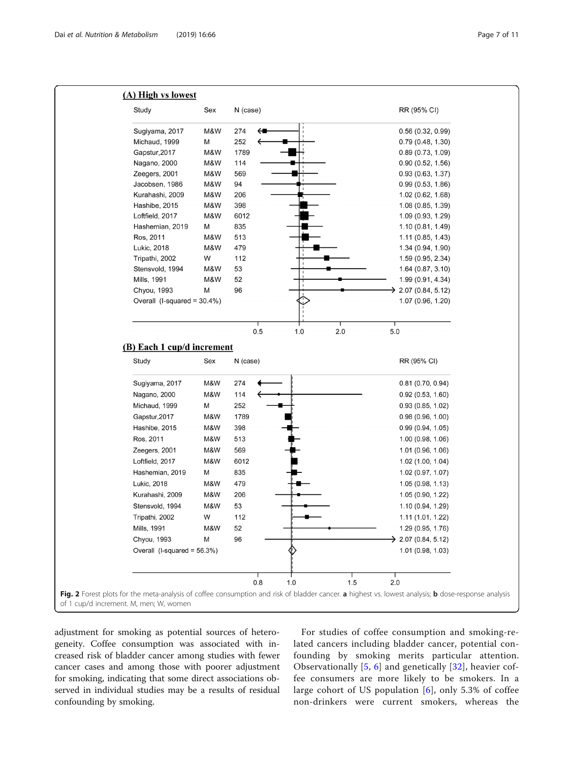**(A) High vs lowest**

| Study | Sex | N (case) | RR (95% CI) |
|---|---|---|---|
| Sugiyama, 2017 | M&W | 274 | 0.56 (0.32, 0.99) |
| Michaud, 1999 | M | 252 | 0.79 (0.48, 1.30) |
| Gapstur,2017 | M&W | 1789 | 0.89 (0.73, 1.09) |
| Nagano, 2000 | M&W | 114 | 0.90 (0.52, 1.56) |
| Zeegers, 2001 | M&W | 569 | 0.93 (0.63, 1.37) |
| Jacobsen, 1986 | M&W | 94 | 0.99 (0.53, 1.86) |
| Kurahashi, 2009 | M&W | 206 | 1.02 (0.62, 1.68) |
| Hashibe, 2015 | M&W | 398 | 1.08 (0.85, 1.39) |
| Loftfield, 2017 | M&W | 6012 | 1.09 (0.93, 1.29) |
| Hashemian, 2019 | M | 835 | 1.10 (0.81, 1.49) |
| Ros, 2011 | M&W | 513 | 1.11 (0.85, 1.43) |
| Lukic, 2018 | M&W | 479 | 1.34 (0.94, 1.90) |
| Tripathi, 2002 | W | 112 | 1.59 (0.95, 2.34) |
| Stensvold, 1994 | M&W | 53 | 1.64 (0.87, 3.10) |
| Mills, 1991 | M&W | 52 | 1.99 (0.91, 4.34) |
| Chyou, 1993 | M | 96 | 2.07 (0.84, 5.12) |
| Overall (I-squared = 30.4%) | | | 1.07 (0.96, 1.20) |

**(B) Each 1 cup/d increment**

| Study | Sex | N (case) | RR (95% CI) |
|---|---|---|---|
| Sugiyama, 2017 | M&W | 274 | 0.81 (0.70, 0.94) |
| Nagano, 2000 | M&W | 114 | 0.92 (0.53, 1.60) |
| Michaud, 1999 | M | 252 | 0.93 (0.85, 1.02) |
| Gapstur,2017 | M&W | 1789 | 0.98 (0.96, 1.00) |
| Hashibe, 2015 | M&W | 398 | 0.99 (0.94, 1.05) |
| Ros, 2011 | M&W | 513 | 1.00 (0.98, 1.06) |
| Zeegers, 2001 | M&W | 569 | 1.01 (0.96, 1.06) |
| Loftfield, 2017 | M&W | 6012 | 1.02 (1.00, 1.04) |
| Hashemian, 2019 | M | 835 | 1.02 (0.97, 1.07) |
| Lukic, 2018 | M&W | 479 | 1.05 (0.98, 1.13) |
| Kurahashi, 2009 | M&W | 206 | 1.05 (0.90, 1.22) |
| Stensvold, 1994 | M&W | 53 | 1.10 (0.94, 1.29) |
| Tripathi, 2002 | W | 112 | 1.11 (1.01, 1.22) |
| Mills, 1991 | M&W | 52 | 1.29 (0.95, 1.76) |
| Chyou, 1993 | M | 96 | 2.07 (0.84, 5.12) |
| Overall (I-squared = 56.3%) | | | 1.01 (0.98, 1.03) |

**Fig. 2** Forest plots for the meta-analysis of coffee consumption and risk of bladder cancer. **a** highest vs. lowest analysis; **b** dose-response analysis of 1 cup/d increment. M, men; W, women

adjustment for smoking as potential sources of heterogeneity. Coffee consumption was associated with increased risk of bladder cancer among studies with fewer cancer cases and among those with poorer adjustment for smoking, indicating that some direct associations observed in individual studies may be a results of residual confounding by smoking.

For studies of coffee consumption and smoking-related cancers including bladder cancer, potential confounding by smoking merits particular attention. Observationally [5, 6] and genetically [32], heavier coffee consumers are more likely to be smokers. In a large cohort of US population [6], only 5.3% of coffee non-drinkers were current smokers, whereas the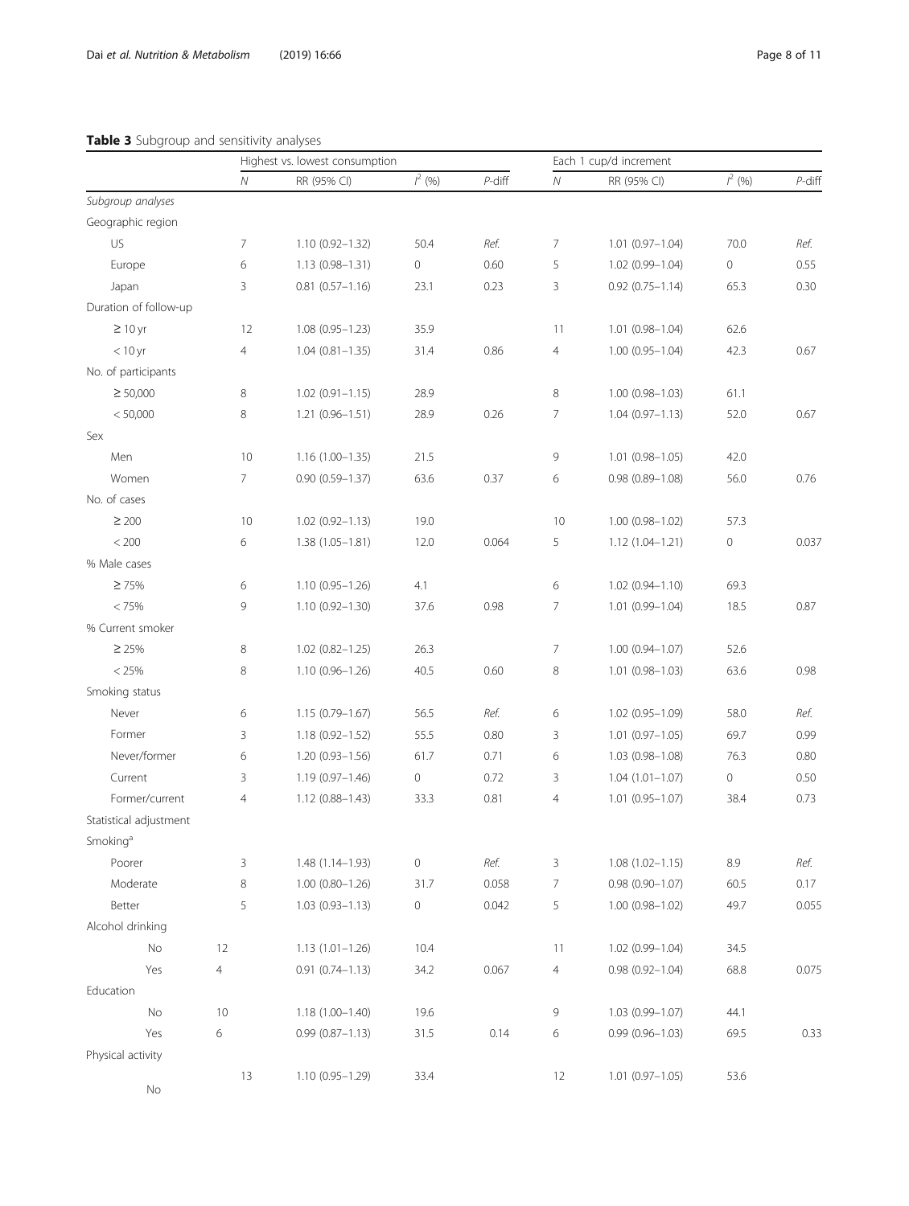**Table 3** Subgroup and sensitivity analyses

| | Highest vs. lowest consumption | | | | Each 1 cup/d increment | | | |
|---|---|---|---|---|---|---|---|---|
| | *N* | RR (95% CI) | $I^2$ (%) | *P*-diff | *N* | RR (95% CI) | $I^2$ (%) | *P*-diff |
| *Subgroup analyses* | | | | | | | | |
| Geographic region | | | | | | | | |
| US | 7 | 1.10 (0.92–1.32) | 50.4 | *Ref.* | 7 | 1.01 (0.97–1.04) | 70.0 | *Ref.* |
| Europe | 6 | 1.13 (0.98–1.31) | 0 | 0.60 | 5 | 1.02 (0.99–1.04) | 0 | 0.55 |
| Japan | 3 | 0.81 (0.57–1.16) | 23.1 | 0.23 | 3 | 0.92 (0.75–1.14) | 65.3 | 0.30 |
| Duration of follow-up | | | | | | | | |
| ≥ 10 yr | 12 | 1.08 (0.95–1.23) | 35.9 | | 11 | 1.01 (0.98–1.04) | 62.6 | |
| < 10 yr | 4 | 1.04 (0.81–1.35) | 31.4 | 0.86 | 4 | 1.00 (0.95–1.04) | 42.3 | 0.67 |
| No. of participants | | | | | | | | |
| ≥ 50,000 | 8 | 1.02 (0.91–1.15) | 28.9 | | 8 | 1.00 (0.98–1.03) | 61.1 | |
| < 50,000 | 8 | 1.21 (0.96–1.51) | 28.9 | 0.26 | 7 | 1.04 (0.97–1.13) | 52.0 | 0.67 |
| Sex | | | | | | | | |
| Men | 10 | 1.16 (1.00–1.35) | 21.5 | | 9 | 1.01 (0.98–1.05) | 42.0 | |
| Women | 7 | 0.90 (0.59–1.37) | 63.6 | 0.37 | 6 | 0.98 (0.89–1.08) | 56.0 | 0.76 |
| No. of cases | | | | | | | | |
| ≥ 200 | 10 | 1.02 (0.92–1.13) | 19.0 | | 10 | 1.00 (0.98–1.02) | 57.3 | |
| < 200 | 6 | 1.38 (1.05–1.81) | 12.0 | 0.064 | 5 | 1.12 (1.04–1.21) | 0 | 0.037 |
| % Male cases | | | | | | | | |
| ≥ 75% | 6 | 1.10 (0.95–1.26) | 4.1 | | 6 | 1.02 (0.94–1.10) | 69.3 | |
| < 75% | 9 | 1.10 (0.92–1.30) | 37.6 | 0.98 | 7 | 1.01 (0.99–1.04) | 18.5 | 0.87 |
| % Current smoker | | | | | | | | |
| ≥ 25% | 8 | 1.02 (0.82–1.25) | 26.3 | | 7 | 1.00 (0.94–1.07) | 52.6 | |
| < 25% | 8 | 1.10 (0.96–1.26) | 40.5 | 0.60 | 8 | 1.01 (0.98–1.03) | 63.6 | 0.98 |
| Smoking status | | | | | | | | |
| Never | 6 | 1.15 (0.79–1.67) | 56.5 | *Ref.* | 6 | 1.02 (0.95–1.09) | 58.0 | *Ref.* |
| Former | 3 | 1.18 (0.92–1.52) | 55.5 | 0.80 | 3 | 1.01 (0.97–1.05) | 69.7 | 0.99 |
| Never/former | 6 | 1.20 (0.93–1.56) | 61.7 | 0.71 | 6 | 1.03 (0.98–1.08) | 76.3 | 0.80 |
| Current | 3 | 1.19 (0.97–1.46) | 0 | 0.72 | 3 | 1.04 (1.01–1.07) | 0 | 0.50 |
| Former/current | 4 | 1.12 (0.88–1.43) | 33.3 | 0.81 | 4 | 1.01 (0.95–1.07) | 38.4 | 0.73 |
| Statistical adjustment | | | | | | | | |
| Smoking[a] | | | | | | | | |
| Poorer | 3 | 1.48 (1.14–1.93) | 0 | *Ref.* | 3 | 1.08 (1.02–1.15) | 8.9 | *Ref.* |
| Moderate | 8 | 1.00 (0.80–1.26) | 31.7 | 0.058 | 7 | 0.98 (0.90–1.07) | 60.5 | 0.17 |
| Better | 5 | 1.03 (0.93–1.13) | 0 | 0.042 | 5 | 1.00 (0.98–1.02) | 49.7 | 0.055 |
| Alcohol drinking | | | | | | | | |
| No | 12 | 1.13 (1.01–1.26) | 10.4 | | 11 | 1.02 (0.99–1.04) | 34.5 | |
| Yes | 4 | 0.91 (0.74–1.13) | 34.2 | 0.067 | 4 | 0.98 (0.92–1.04) | 68.8 | 0.075 |
| Education | | | | | | | | |
| No | 10 | 1.18 (1.00–1.40) | 19.6 | | 9 | 1.03 (0.99–1.07) | 44.1 | |
| Yes | 6 | 0.99 (0.87–1.13) | 31.5 | 0.14 | 6 | 0.99 (0.96–1.03) | 69.5 | 0.33 |
| Physical activity | | | | | | | | |
| No | 13 | 1.10 (0.95–1.29) | 33.4 | | 12 | 1.01 (0.97–1.05) | 53.6 | |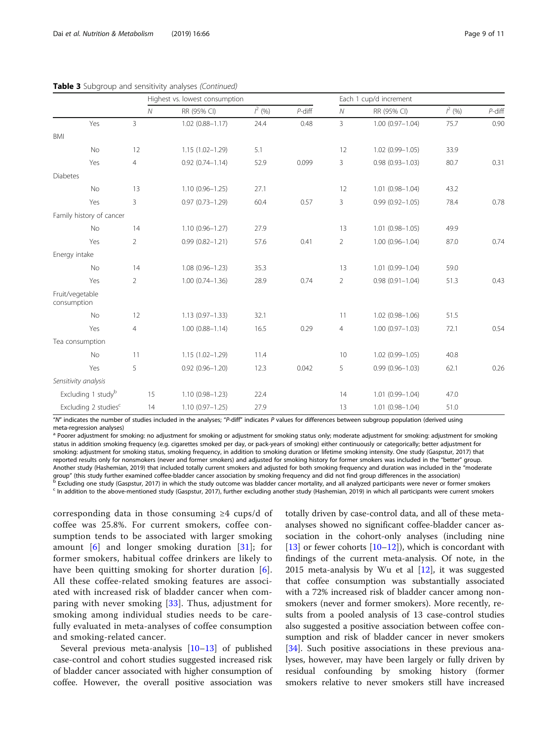**Table 3** Subgroup and sensitivity analyses *(Continued)*

| | Highest vs. lowest consumption | | | | Each 1 cup/d increment | | | |
|---|---|---|---|---|---|---|---|---|
| | *N* | RR (95% CI) | $I^2$ (%) | *P*-diff | *N* | RR (95% CI) | $I^2$ (%) | *P*-diff |
| Yes | 3 | 1.02 (0.88–1.17) | 24.4 | 0.48 | 3 | 1.00 (0.97–1.04) | 75.7 | 0.90 |
| BMI | | | | | | | | |
| No | 12 | 1.15 (1.02–1.29) | 5.1 | | 12 | 1.02 (0.99–1.05) | 33.9 | |
| Yes | 4 | 0.92 (0.74–1.14) | 52.9 | 0.099 | 3 | 0.98 (0.93–1.03) | 80.7 | 0.31 |
| Diabetes | | | | | | | | |
| No | 13 | 1.10 (0.96–1.25) | 27.1 | | 12 | 1.01 (0.98–1.04) | 43.2 | |
| Yes | 3 | 0.97 (0.73–1.29) | 60.4 | 0.57 | 3 | 0.99 (0.92–1.05) | 78.4 | 0.78 |
| Family history of cancer | | | | | | | | |
| No | 14 | 1.10 (0.96–1.27) | 27.9 | | 13 | 1.01 (0.98–1.05) | 49.9 | |
| Yes | 2 | 0.99 (0.82–1.21) | 57.6 | 0.41 | 2 | 1.00 (0.96–1.04) | 87.0 | 0.74 |
| Energy intake | | | | | | | | |
| No | 14 | 1.08 (0.96–1.23) | 35.3 | | 13 | 1.01 (0.99–1.04) | 59.0 | |
| Yes | 2 | 1.00 (0.74–1.36) | 28.9 | 0.74 | 2 | 0.98 (0.91–1.04) | 51.3 | 0.43 |
| Fruit/vegetable consumption | | | | | | | | |
| No | 12 | 1.13 (0.97–1.33) | 32.1 | | 11 | 1.02 (0.98–1.06) | 51.5 | |
| Yes | 4 | 1.00 (0.88–1.14) | 16.5 | 0.29 | 4 | 1.00 (0.97–1.03) | 72.1 | 0.54 |
| Tea consumption | | | | | | | | |
| No | 11 | 1.15 (1.02–1.29) | 11.4 | | 10 | 1.02 (0.99–1.05) | 40.8 | |
| Yes | 5 | 0.92 (0.96–1.20) | 12.3 | 0.042 | 5 | 0.99 (0.96–1.03) | 62.1 | 0.26 |
| *Sensitivity analysis* | | | | | | | | |
| Excluding 1 study[b] | 15 | 1.10 (0.98–1.23) | 22.4 | | 14 | 1.01 (0.99–1.04) | 47.0 | |
| Excluding 2 studies[c] | 14 | 1.10 (0.97–1.25) | 27.9 | | 13 | 1.01 (0.98–1.04) | 51.0 | |

"*N*" indicates the number of studies included in the analyses; "*P*-diff" indicates *P* values for differences between subgroup population (derived using meta-regression analyses)

[a] Poorer adjustment for smoking: no adjustment for smoking or adjustment for smoking status only; moderate adjustment for smoking: adjustment for smoking status in addition smoking frequency (e.g. cigarettes smoked per day, or pack-years of smoking) either continuously or categorically; better adjustment for smoking: adjustment for smoking status, smoking frequency, in addition to smoking duration or lifetime smoking intensity. One study (Gaspstur, 2017) that reported results only for nonsmokers (never and former smokers) and adjusted for smoking history for former smokers was included in the "better" group. Another study (Hashemian, 2019) that included totally current smokers and adjusted for both smoking frequency and duration was included in the "moderate group" (this study further examined coffee-bladder cancer association by smoking frequency and did not find group differences in the association)

[b] Excluding one study (Gaspstur, 2017) in which the study outcome was bladder cancer mortality, and all analyzed participants were never or former smokers

[c] In addition to the above-mentioned study (Gaspstur, 2017), further excluding another study (Hashemian, 2019) in which all participants were current smokers

corresponding data in those consuming ≥4 cups/d of coffee was 25.8%. For current smokers, coffee consumption tends to be associated with larger smoking amount [6] and longer smoking duration [31]; for former smokers, habitual coffee drinkers are likely to have been quitting smoking for shorter duration [6]. All these coffee-related smoking features are associated with increased risk of bladder cancer when comparing with never smoking [33]. Thus, adjustment for smoking among individual studies needs to be carefully evaluated in meta-analyses of coffee consumption and smoking-related cancer.

Several previous meta-analysis [10–13] of published case-control and cohort studies suggested increased risk of bladder cancer associated with higher consumption of coffee. However, the overall positive association was totally driven by case-control data, and all of these meta-analyses showed no significant coffee-bladder cancer association in the cohort-only analyses (including nine [13] or fewer cohorts [10–12]), which is concordant with findings of the current meta-analysis. Of note, in the 2015 meta-analysis by Wu et al [12], it was suggested that coffee consumption was substantially associated with a 72% increased risk of bladder cancer among nonsmokers (never and former smokers). More recently, results from a pooled analysis of 13 case-control studies also suggested a positive association between coffee consumption and risk of bladder cancer in never smokers [34]. Such positive associations in these previous analyses, however, may have been largely or fully driven by residual confounding by smoking history (former smokers relative to never smokers still have increased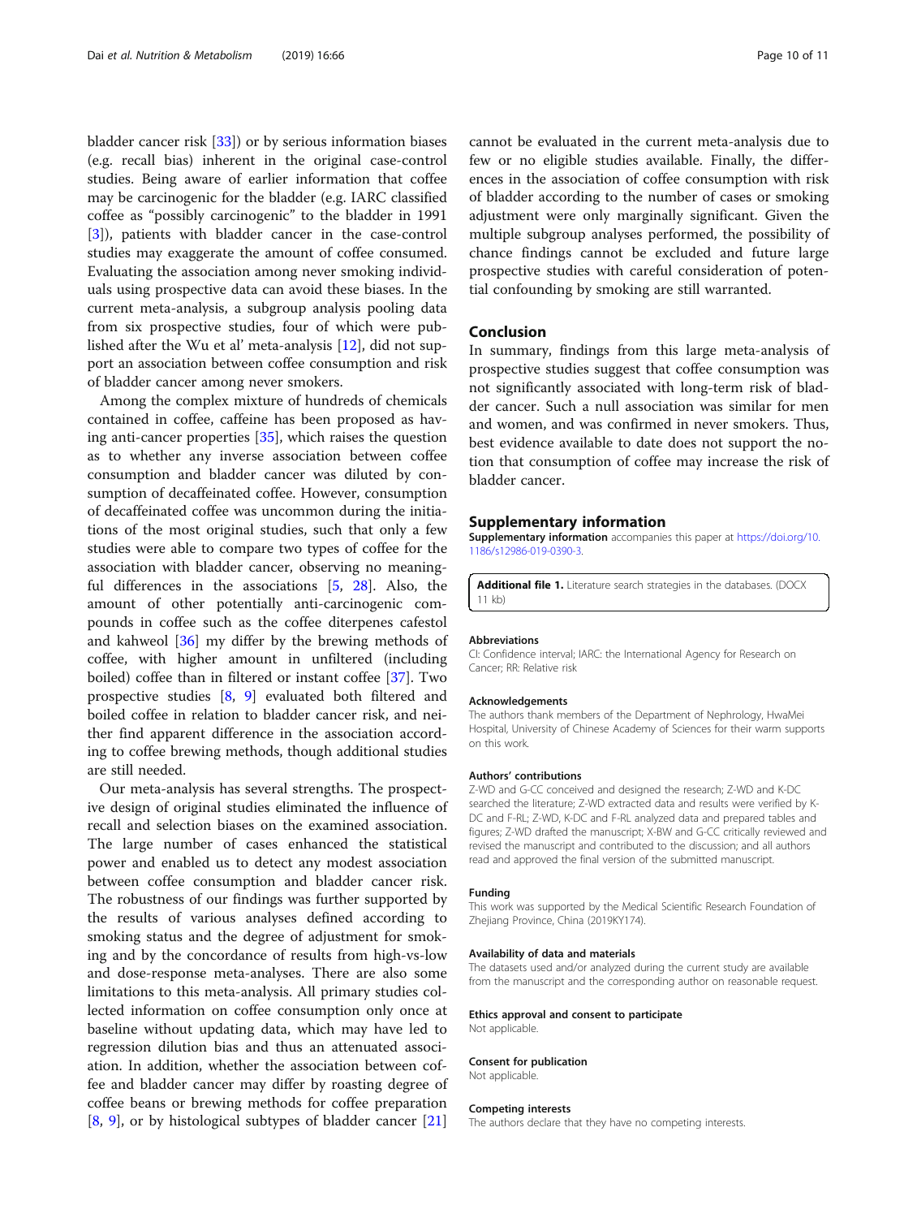bladder cancer risk [33]) or by serious information biases (e.g. recall bias) inherent in the original case-control studies. Being aware of earlier information that coffee may be carcinogenic for the bladder (e.g. IARC classified coffee as "possibly carcinogenic" to the bladder in 1991 [3]), patients with bladder cancer in the case-control studies may exaggerate the amount of coffee consumed. Evaluating the association among never smoking individuals using prospective data can avoid these biases. In the current meta-analysis, a subgroup analysis pooling data from six prospective studies, four of which were published after the Wu et al' meta-analysis [12], did not support an association between coffee consumption and risk of bladder cancer among never smokers.

Among the complex mixture of hundreds of chemicals contained in coffee, caffeine has been proposed as having anti-cancer properties [35], which raises the question as to whether any inverse association between coffee consumption and bladder cancer was diluted by consumption of decaffeinated coffee. However, consumption of decaffeinated coffee was uncommon during the initiations of the most original studies, such that only a few studies were able to compare two types of coffee for the association with bladder cancer, observing no meaningful differences in the associations [5, 28]. Also, the amount of other potentially anti-carcinogenic compounds in coffee such as the coffee diterpenes cafestol and kahweol [36] my differ by the brewing methods of coffee, with higher amount in unfiltered (including boiled) coffee than in filtered or instant coffee [37]. Two prospective studies [8, 9] evaluated both filtered and boiled coffee in relation to bladder cancer risk, and neither find apparent difference in the association according to coffee brewing methods, though additional studies are still needed.

Our meta-analysis has several strengths. The prospective design of original studies eliminated the influence of recall and selection biases on the examined association. The large number of cases enhanced the statistical power and enabled us to detect any modest association between coffee consumption and bladder cancer risk. The robustness of our findings was further supported by the results of various analyses defined according to smoking status and the degree of adjustment for smoking and by the concordance of results from high-vs-low and dose-response meta-analyses. There are also some limitations to this meta-analysis. All primary studies collected information on coffee consumption only once at baseline without updating data, which may have led to regression dilution bias and thus an attenuated association. In addition, whether the association between coffee and bladder cancer may differ by roasting degree of coffee beans or brewing methods for coffee preparation [8, 9], or by histological subtypes of bladder cancer [21] cannot be evaluated in the current meta-analysis due to few or no eligible studies available. Finally, the differences in the association of coffee consumption with risk of bladder according to the number of cases or smoking adjustment were only marginally significant. Given the multiple subgroup analyses performed, the possibility of chance findings cannot be excluded and future large prospective studies with careful consideration of potential confounding by smoking are still warranted.

## Conclusion

In summary, findings from this large meta-analysis of prospective studies suggest that coffee consumption was not significantly associated with long-term risk of bladder cancer. Such a null association was similar for men and women, and was confirmed in never smokers. Thus, best evidence available to date does not support the notion that consumption of coffee may increase the risk of bladder cancer.

## Supplementary information

**Supplementary information** accompanies this paper at https://doi.org/10.1186/s12986-019-0390-3.

**Additional file 1.** Literature search strategies in the databases. (DOCX 11 kb)

### Abbreviations

CI: Confidence interval; IARC: the International Agency for Research on Cancer; RR: Relative risk

### Acknowledgements

The authors thank members of the Department of Nephrology, HwaMei Hospital, University of Chinese Academy of Sciences for their warm supports on this work.

### Authors' contributions

Z-WD and G-CC conceived and designed the research; Z-WD and K-DC searched the literature; Z-WD extracted data and results were verified by K-DC and F-RL; Z-WD, K-DC and F-RL analyzed data and prepared tables and figures; Z-WD drafted the manuscript; X-BW and G-CC critically reviewed and revised the manuscript and contributed to the discussion; and all authors read and approved the final version of the submitted manuscript.

### Funding

This work was supported by the Medical Scientific Research Foundation of Zhejiang Province, China (2019KY174).

### Availability of data and materials

The datasets used and/or analyzed during the current study are available from the manuscript and the corresponding author on reasonable request.

### Ethics approval and consent to participate

Not applicable.

### Consent for publication

Not applicable.

### Competing interests

The authors declare that they have no competing interests.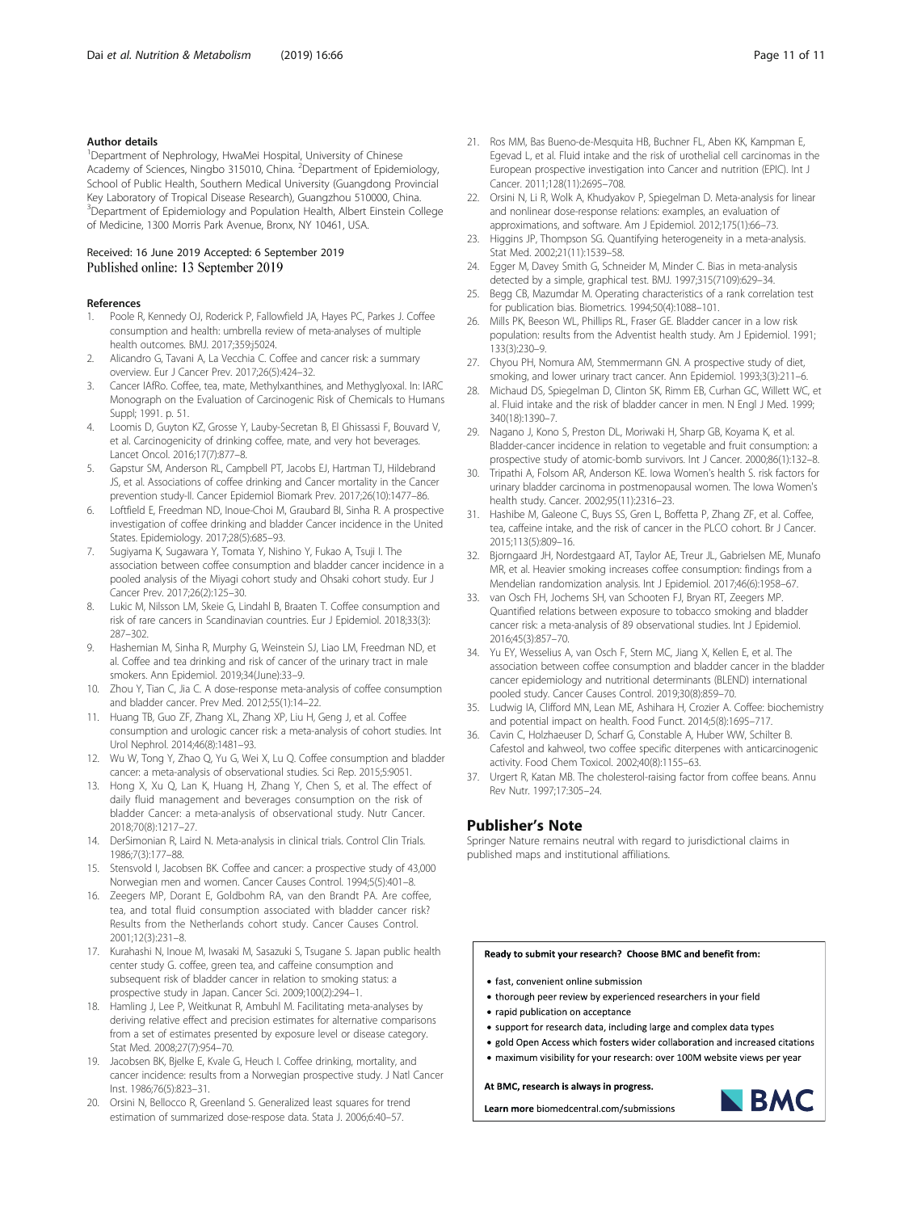#### Author details

[1]Department of Nephrology, HwaMei Hospital, University of Chinese Academy of Sciences, Ningbo 315010, China. [2]Department of Epidemiology, School of Public Health, Southern Medical University (Guangdong Provincial Key Laboratory of Tropical Disease Research), Guangzhou 510000, China. [3]Department of Epidemiology and Population Health, Albert Einstein College of Medicine, 1300 Morris Park Avenue, Bronx, NY 10461, USA.

Received: 16 June 2019 Accepted: 6 September 2019
Published online: 13 September 2019

#### References

1. Poole R, Kennedy OJ, Roderick P, Fallowfield JA, Hayes PC, Parkes J. Coffee consumption and health: umbrella review of meta-analyses of multiple health outcomes. BMJ. 2017;359:j5024.
2. Alicandro G, Tavani A, La Vecchia C. Coffee and cancer risk: a summary overview. Eur J Cancer Prev. 2017;26(5):424–32.
3. Cancer IAfRo. Coffee, tea, mate, Methylxanthines, and Methylglyoxal. In: IARC Monograph on the Evaluation of Carcinogenic Risk of Chemicals to Humans Suppl; 1991. p. 51.
4. Loomis D, Guyton KZ, Grosse Y, Lauby-Secretan B, El Ghissassi F, Bouvard V, et al. Carcinogenicity of drinking coffee, mate, and very hot beverages. Lancet Oncol. 2016;17(7):877–8.
5. Gapstur SM, Anderson RL, Campbell PT, Jacobs EJ, Hartman TJ, Hildebrand JS, et al. Associations of coffee drinking and Cancer mortality in the Cancer prevention study-II. Cancer Epidemiol Biomark Prev. 2017;26(10):1477–86.
6. Loftfield E, Freedman ND, Inoue-Choi M, Graubard BI, Sinha R. A prospective investigation of coffee drinking and bladder Cancer incidence in the United States. Epidemiology. 2017;28(5):685–93.
7. Sugiyama K, Sugawara Y, Tomata Y, Nishino Y, Fukao A, Tsuji I. The association between coffee consumption and bladder cancer incidence in a pooled analysis of the Miyagi cohort study and Ohsaki cohort study. Eur J Cancer Prev. 2017;26(2):125–30.
8. Lukic M, Nilsson LM, Skeie G, Lindahl B, Braaten T. Coffee consumption and risk of rare cancers in Scandinavian countries. Eur J Epidemiol. 2018;33(3): 287–302.
9. Hashemian M, Sinha R, Murphy G, Weinstein SJ, Liao LM, Freedman ND, et al. Coffee and tea drinking and risk of cancer of the urinary tract in male smokers. Ann Epidemiol. 2019;34(June):33–9.
10. Zhou Y, Tian C, Jia C. A dose-response meta-analysis of coffee consumption and bladder cancer. Prev Med. 2012;55(1):14–22.
11. Huang TB, Guo ZF, Zhang XL, Zhang XP, Liu H, Geng J, et al. Coffee consumption and urologic cancer risk: a meta-analysis of cohort studies. Int Urol Nephrol. 2014;46(8):1481–93.
12. Wu W, Tong Y, Zhao Q, Yu G, Wei X, Lu Q. Coffee consumption and bladder cancer: a meta-analysis of observational studies. Sci Rep. 2015;5:9051.
13. Hong X, Xu Q, Lan K, Huang H, Zhang Y, Chen S, et al. The effect of daily fluid management and beverages consumption on the risk of bladder Cancer: a meta-analysis of observational study. Nutr Cancer. 2018;70(8):1217–27.
14. DerSimonian R, Laird N. Meta-analysis in clinical trials. Control Clin Trials. 1986;7(3):177–88.
15. Stensvold I, Jacobsen BK. Coffee and cancer: a prospective study of 43,000 Norwegian men and women. Cancer Causes Control. 1994;5(5):401–8.
16. Zeegers MP, Dorant E, Goldbohm RA, van den Brandt PA. Are coffee, tea, and total fluid consumption associated with bladder cancer risk? Results from the Netherlands cohort study. Cancer Causes Control. 2001;12(3):231–8.
17. Kurahashi N, Inoue M, Iwasaki M, Sasazuki S, Tsugane S. Japan public health center study G. coffee, green tea, and caffeine consumption and subsequent risk of bladder cancer in relation to smoking status: a prospective study in Japan. Cancer Sci. 2009;100(2):294–1.
18. Hamling J, Lee P, Weitkunat R, Ambuhl M. Facilitating meta-analyses by deriving relative effect and precision estimates for alternative comparisons from a set of estimates presented by exposure level or disease category. Stat Med. 2008;27(7):954–70.
19. Jacobsen BK, Bjelke E, Kvale G, Heuch I. Coffee drinking, mortality, and cancer incidence: results from a Norwegian prospective study. J Natl Cancer Inst. 1986;76(5):823–31.
20. Orsini N, Bellocco R, Greenland S. Generalized least squares for trend estimation of summarized dose-respose data. Stata J. 2006;6:40–57.
21. Ros MM, Bas Bueno-de-Mesquita HB, Buchner FL, Aben KK, Kampman E, Egevad L, et al. Fluid intake and the risk of urothelial cell carcinomas in the European prospective investigation into Cancer and nutrition (EPIC). Int J Cancer. 2011;128(11):2695–708.
22. Orsini N, Li R, Wolk A, Khudyakov P, Spiegelman D. Meta-analysis for linear and nonlinear dose-response relations: examples, an evaluation of approximations, and software. Am J Epidemiol. 2012;175(1):66–73.
23. Higgins JP, Thompson SG. Quantifying heterogeneity in a meta-analysis. Stat Med. 2002;21(11):1539–58.
24. Egger M, Davey Smith G, Schneider M, Minder C. Bias in meta-analysis detected by a simple, graphical test. BMJ. 1997;315(7109):629–34.
25. Begg CB, Mazumdar M. Operating characteristics of a rank correlation test for publication bias. Biometrics. 1994;50(4):1088–101.
26. Mills PK, Beeson WL, Phillips RL, Fraser GE. Bladder cancer in a low risk population: results from the Adventist health study. Am J Epidemiol. 1991; 133(3):230–9.
27. Chyou PH, Nomura AM, Stemmermann GN. A prospective study of diet, smoking, and lower urinary tract cancer. Ann Epidemiol. 1993;3(3):211–6.
28. Michaud DS, Spiegelman D, Clinton SK, Rimm EB, Curhan GC, Willett WC, et al. Fluid intake and the risk of bladder cancer in men. N Engl J Med. 1999; 340(18):1390–7.
29. Nagano J, Kono S, Preston DL, Moriwaki H, Sharp GB, Koyama K, et al. Bladder-cancer incidence in relation to vegetable and fruit consumption: a prospective study of atomic-bomb survivors. Int J Cancer. 2000;86(1):132–8.
30. Tripathi A, Folsom AR, Anderson KE. Iowa Women's health S. risk factors for urinary bladder carcinoma in postmenopausal women. The Iowa Women's health study. Cancer. 2002;95(11):2316–23.
31. Hashibe M, Galeone C, Buys SS, Gren L, Boffetta P, Zhang ZF, et al. Coffee, tea, caffeine intake, and the risk of cancer in the PLCO cohort. Br J Cancer. 2015;113(5):809–16.
32. Bjorngaard JH, Nordestgaard AT, Taylor AE, Treur JL, Gabrielsen ME, Munafo MR, et al. Heavier smoking increases coffee consumption: findings from a Mendelian randomization analysis. Int J Epidemiol. 2017;46(6):1958–67.
33. van Osch FH, Jochems SH, van Schooten FJ, Bryan RT, Zeegers MP. Quantified relations between exposure to tobacco smoking and bladder cancer risk: a meta-analysis of 89 observational studies. Int J Epidemiol. 2016;45(3):857–70.
34. Yu EY, Wesselius A, van Osch F, Stern MC, Jiang X, Kellen E, et al. The association between coffee consumption and bladder cancer in the bladder cancer epidemiology and nutritional determinants (BLEND) international pooled study. Cancer Causes Control. 2019;30(8):859–70.
35. Ludwig IA, Clifford MN, Lean ME, Ashihara H, Crozier A. Coffee: biochemistry and potential impact on health. Food Funct. 2014;5(8):1695–717.
36. Cavin C, Holzhaeuser D, Scharf G, Constable A, Huber WW, Schilter B. Cafestol and kahweol, two coffee specific diterpenes with anticarcinogenic activity. Food Chem Toxicol. 2002;40(8):1155–63.
37. Urgert R, Katan MB. The cholesterol-raising factor from coffee beans. Annu Rev Nutr. 1997;17:305–24.

## Publisher's Note

Springer Nature remains neutral with regard to jurisdictional claims in published maps and institutional affiliations.

**Ready to submit your research? Choose BMC and benefit from:**

- fast, convenient online submission
- thorough peer review by experienced researchers in your field
- rapid publication on acceptance
- support for research data, including large and complex data types
- gold Open Access which fosters wider collaboration and increased citations
- maximum visibility for your research: over 100M website views per year

**At BMC, research is always in progress.**

**Learn more** biomedcentral.com/submissions

BMC